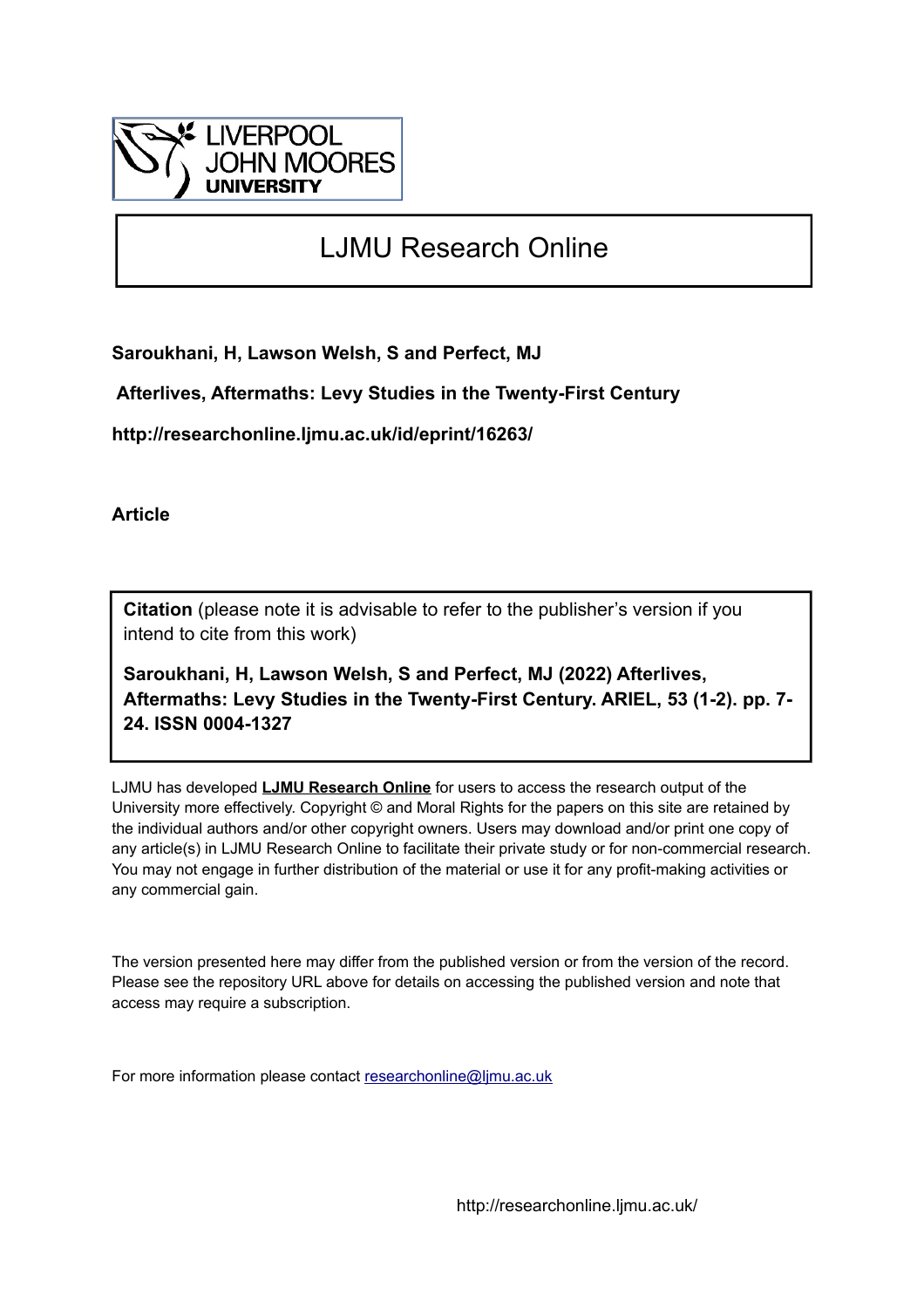LIVERPOOL JOHN MOORES UNIVERSITY

# LJMU Research Online

**Saroukhani, H, Lawson Welsh, S and Perfect, MJ**

**Afterlives, Aftermaths: Levy Studies in the Twenty-First Century**

**http://researchonline.ljmu.ac.uk/id/eprint/16263/**

**Article**

**Citation** (please note it is advisable to refer to the publisher's version if you intend to cite from this work)

**Saroukhani, H, Lawson Welsh, S and Perfect, MJ (2022) Afterlives, Aftermaths: Levy Studies in the Twenty-First Century. ARIEL, 53 (1-2). pp. 7-24. ISSN 0004-1327**

LJMU has developed **LJMU Research Online** for users to access the research output of the University more effectively. Copyright © and Moral Rights for the papers on this site are retained by the individual authors and/or other copyright owners. Users may download and/or print one copy of any article(s) in LJMU Research Online to facilitate their private study or for non-commercial research. You may not engage in further distribution of the material or use it for any profit-making activities or any commercial gain.

The version presented here may differ from the published version or from the version of the record. Please see the repository URL above for details on accessing the published version and note that access may require a subscription.

For more information please contact researchonline@ljmu.ac.uk

http://researchonline.ljmu.ac.uk/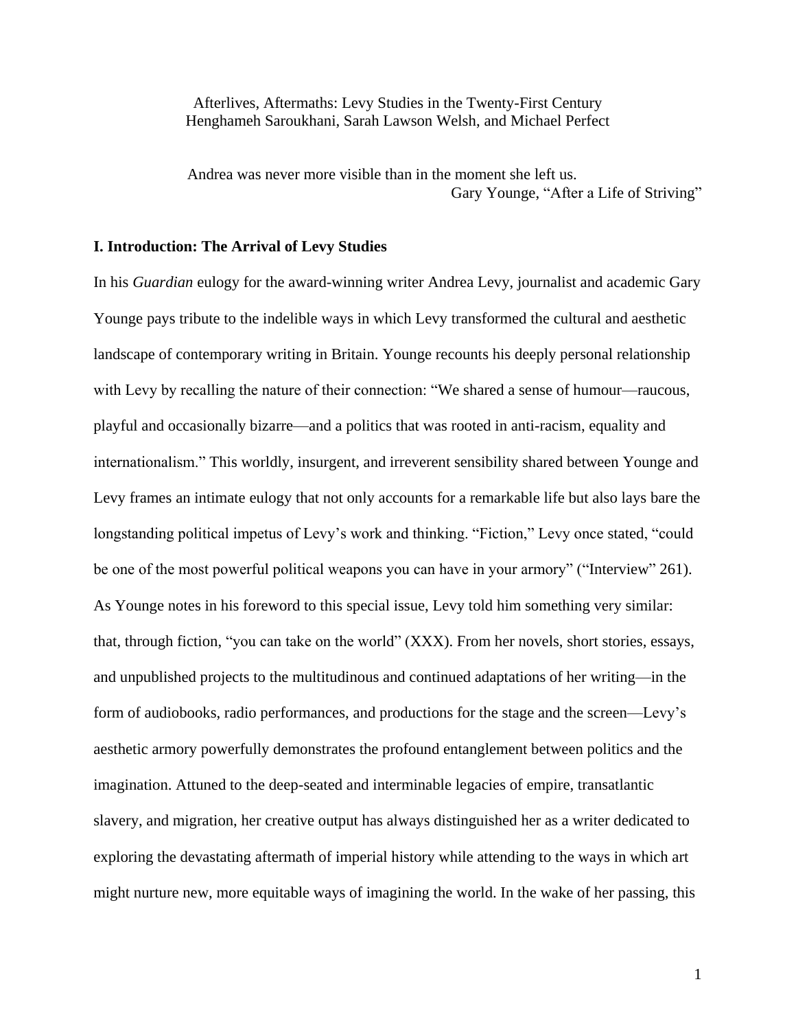Afterlives, Aftermaths: Levy Studies in the Twenty-First Century
Henghameh Saroukhani, Sarah Lawson Welsh, and Michael Perfect

Andrea was never more visible than in the moment she left us.
Gary Younge, "After a Life of Striving"

## I. Introduction: The Arrival of Levy Studies

In his *Guardian* eulogy for the award-winning writer Andrea Levy, journalist and academic Gary Younge pays tribute to the indelible ways in which Levy transformed the cultural and aesthetic landscape of contemporary writing in Britain. Younge recounts his deeply personal relationship with Levy by recalling the nature of their connection: "We shared a sense of humour—raucous, playful and occasionally bizarre—and a politics that was rooted in anti-racism, equality and internationalism." This worldly, insurgent, and irreverent sensibility shared between Younge and Levy frames an intimate eulogy that not only accounts for a remarkable life but also lays bare the longstanding political impetus of Levy's work and thinking. "Fiction," Levy once stated, "could be one of the most powerful political weapons you can have in your armory" ("Interview" 261). As Younge notes in his foreword to this special issue, Levy told him something very similar: that, through fiction, "you can take on the world" (XXX). From her novels, short stories, essays, and unpublished projects to the multitudinous and continued adaptations of her writing—in the form of audiobooks, radio performances, and productions for the stage and the screen—Levy's aesthetic armory powerfully demonstrates the profound entanglement between politics and the imagination. Attuned to the deep-seated and interminable legacies of empire, transatlantic slavery, and migration, her creative output has always distinguished her as a writer dedicated to exploring the devastating aftermath of imperial history while attending to the ways in which art might nurture new, more equitable ways of imagining the world. In the wake of her passing, this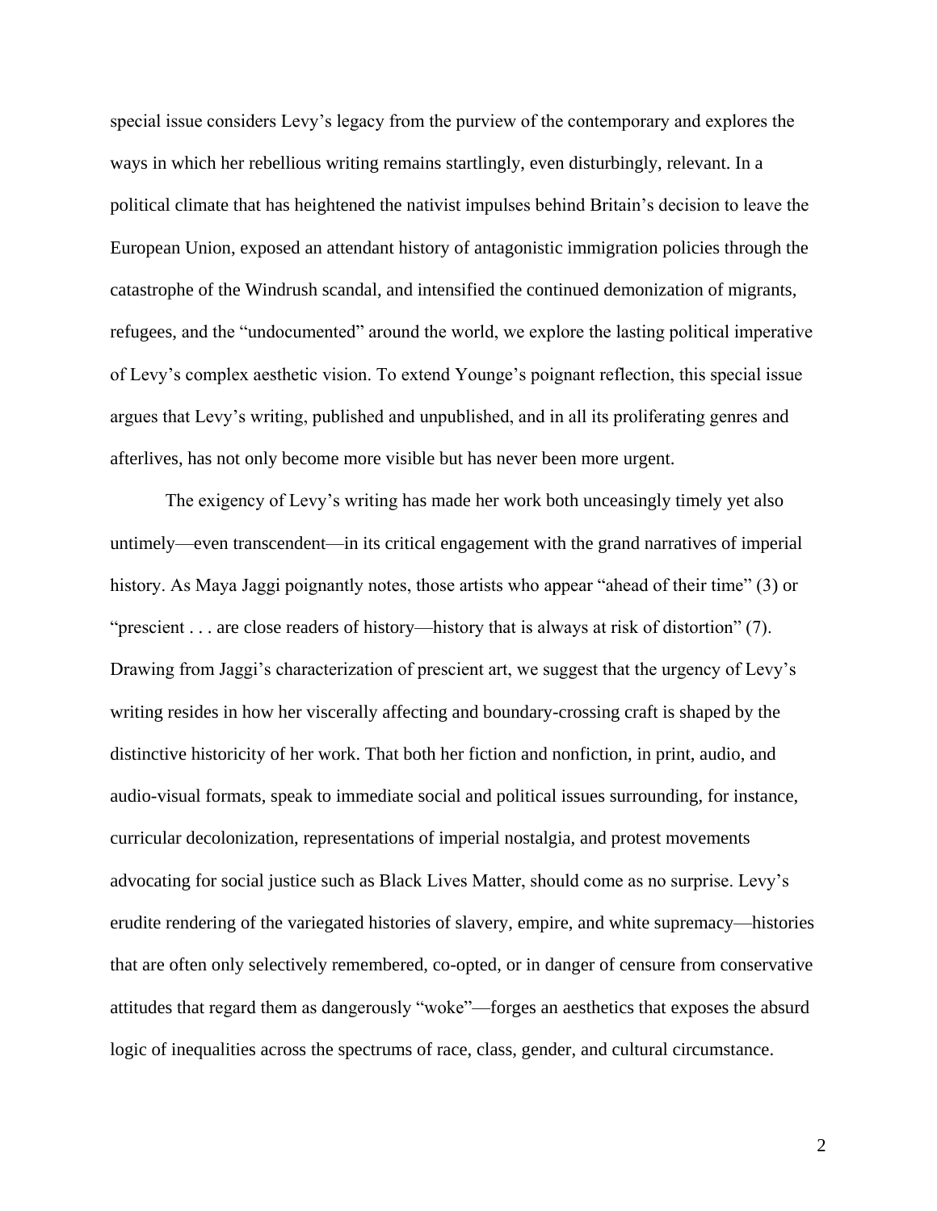special issue considers Levy's legacy from the purview of the contemporary and explores the ways in which her rebellious writing remains startlingly, even disturbingly, relevant. In a political climate that has heightened the nativist impulses behind Britain's decision to leave the European Union, exposed an attendant history of antagonistic immigration policies through the catastrophe of the Windrush scandal, and intensified the continued demonization of migrants, refugees, and the "undocumented" around the world, we explore the lasting political imperative of Levy's complex aesthetic vision. To extend Younge's poignant reflection, this special issue argues that Levy's writing, published and unpublished, and in all its proliferating genres and afterlives, has not only become more visible but has never been more urgent.

The exigency of Levy's writing has made her work both unceasingly timely yet also untimely—even transcendent—in its critical engagement with the grand narratives of imperial history. As Maya Jaggi poignantly notes, those artists who appear "ahead of their time" (3) or "prescient . . . are close readers of history—history that is always at risk of distortion" (7). Drawing from Jaggi's characterization of prescient art, we suggest that the urgency of Levy's writing resides in how her viscerally affecting and boundary-crossing craft is shaped by the distinctive historicity of her work. That both her fiction and nonfiction, in print, audio, and audio-visual formats, speak to immediate social and political issues surrounding, for instance, curricular decolonization, representations of imperial nostalgia, and protest movements advocating for social justice such as Black Lives Matter, should come as no surprise. Levy's erudite rendering of the variegated histories of slavery, empire, and white supremacy—histories that are often only selectively remembered, co-opted, or in danger of censure from conservative attitudes that regard them as dangerously "woke"—forges an aesthetics that exposes the absurd logic of inequalities across the spectrums of race, class, gender, and cultural circumstance.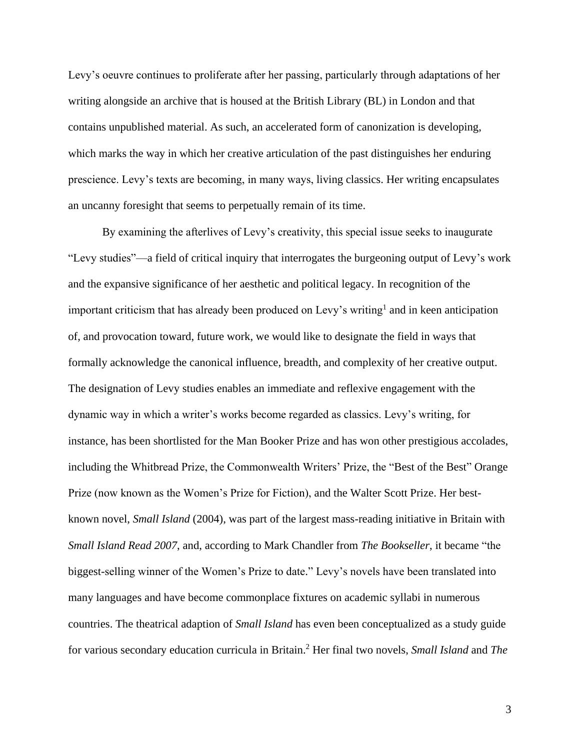Levy's oeuvre continues to proliferate after her passing, particularly through adaptations of her writing alongside an archive that is housed at the British Library (BL) in London and that contains unpublished material. As such, an accelerated form of canonization is developing, which marks the way in which her creative articulation of the past distinguishes her enduring prescience. Levy's texts are becoming, in many ways, living classics. Her writing encapsulates an uncanny foresight that seems to perpetually remain of its time.

By examining the afterlives of Levy's creativity, this special issue seeks to inaugurate "Levy studies"—a field of critical inquiry that interrogates the burgeoning output of Levy's work and the expansive significance of her aesthetic and political legacy. In recognition of the important criticism that has already been produced on Levy's writing[1] and in keen anticipation of, and provocation toward, future work, we would like to designate the field in ways that formally acknowledge the canonical influence, breadth, and complexity of her creative output. The designation of Levy studies enables an immediate and reflexive engagement with the dynamic way in which a writer's works become regarded as classics. Levy's writing, for instance, has been shortlisted for the Man Booker Prize and has won other prestigious accolades, including the Whitbread Prize, the Commonwealth Writers' Prize, the "Best of the Best" Orange Prize (now known as the Women's Prize for Fiction), and the Walter Scott Prize. Her best-known novel, *Small Island* (2004), was part of the largest mass-reading initiative in Britain with *Small Island Read 2007*, and, according to Mark Chandler from *The Bookseller*, it became "the biggest-selling winner of the Women's Prize to date." Levy's novels have been translated into many languages and have become commonplace fixtures on academic syllabi in numerous countries. The theatrical adaption of *Small Island* has even been conceptualized as a study guide for various secondary education curricula in Britain.[2] Her final two novels, *Small Island* and *The*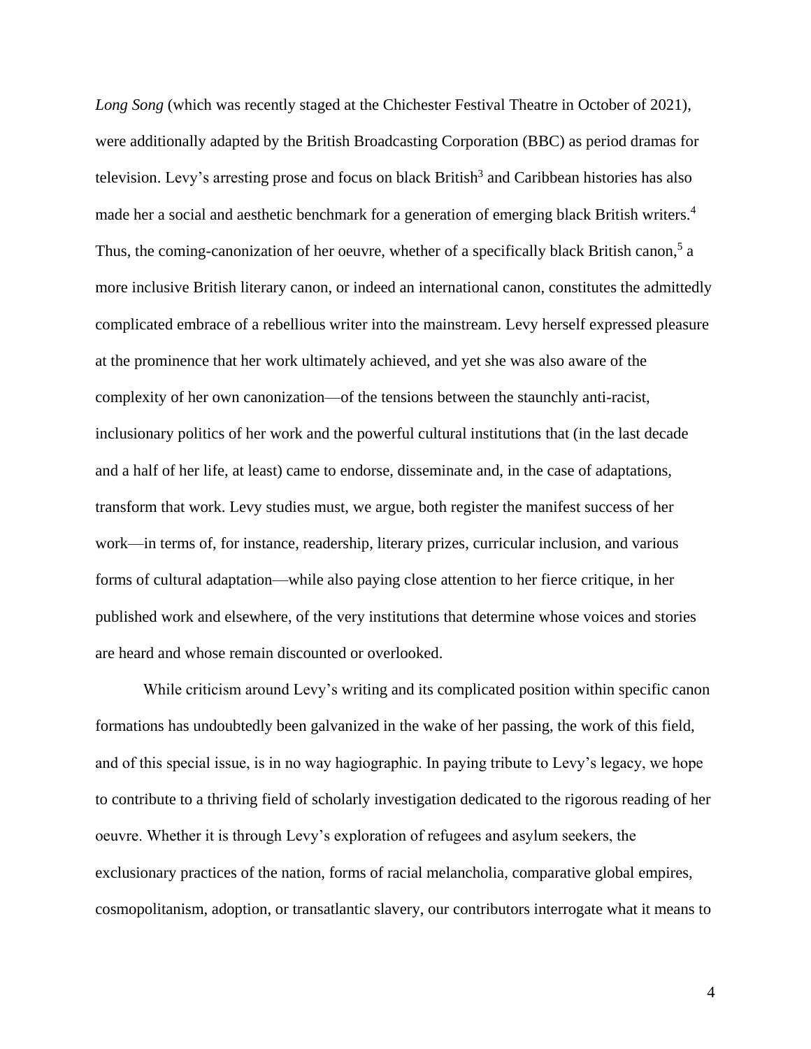*Long Song* (which was recently staged at the Chichester Festival Theatre in October of 2021), were additionally adapted by the British Broadcasting Corporation (BBC) as period dramas for television. Levy's arresting prose and focus on black British[3] and Caribbean histories has also made her a social and aesthetic benchmark for a generation of emerging black British writers.[4] Thus, the coming-canonization of her oeuvre, whether of a specifically black British canon,[5] a more inclusive British literary canon, or indeed an international canon, constitutes the admittedly complicated embrace of a rebellious writer into the mainstream. Levy herself expressed pleasure at the prominence that her work ultimately achieved, and yet she was also aware of the complexity of her own canonization—of the tensions between the staunchly anti-racist, inclusionary politics of her work and the powerful cultural institutions that (in the last decade and a half of her life, at least) came to endorse, disseminate and, in the case of adaptations, transform that work. Levy studies must, we argue, both register the manifest success of her work—in terms of, for instance, readership, literary prizes, curricular inclusion, and various forms of cultural adaptation—while also paying close attention to her fierce critique, in her published work and elsewhere, of the very institutions that determine whose voices and stories are heard and whose remain discounted or overlooked.

While criticism around Levy's writing and its complicated position within specific canon formations has undoubtedly been galvanized in the wake of her passing, the work of this field, and of this special issue, is in no way hagiographic. In paying tribute to Levy's legacy, we hope to contribute to a thriving field of scholarly investigation dedicated to the rigorous reading of her oeuvre. Whether it is through Levy's exploration of refugees and asylum seekers, the exclusionary practices of the nation, forms of racial melancholia, comparative global empires, cosmopolitanism, adoption, or transatlantic slavery, our contributors interrogate what it means to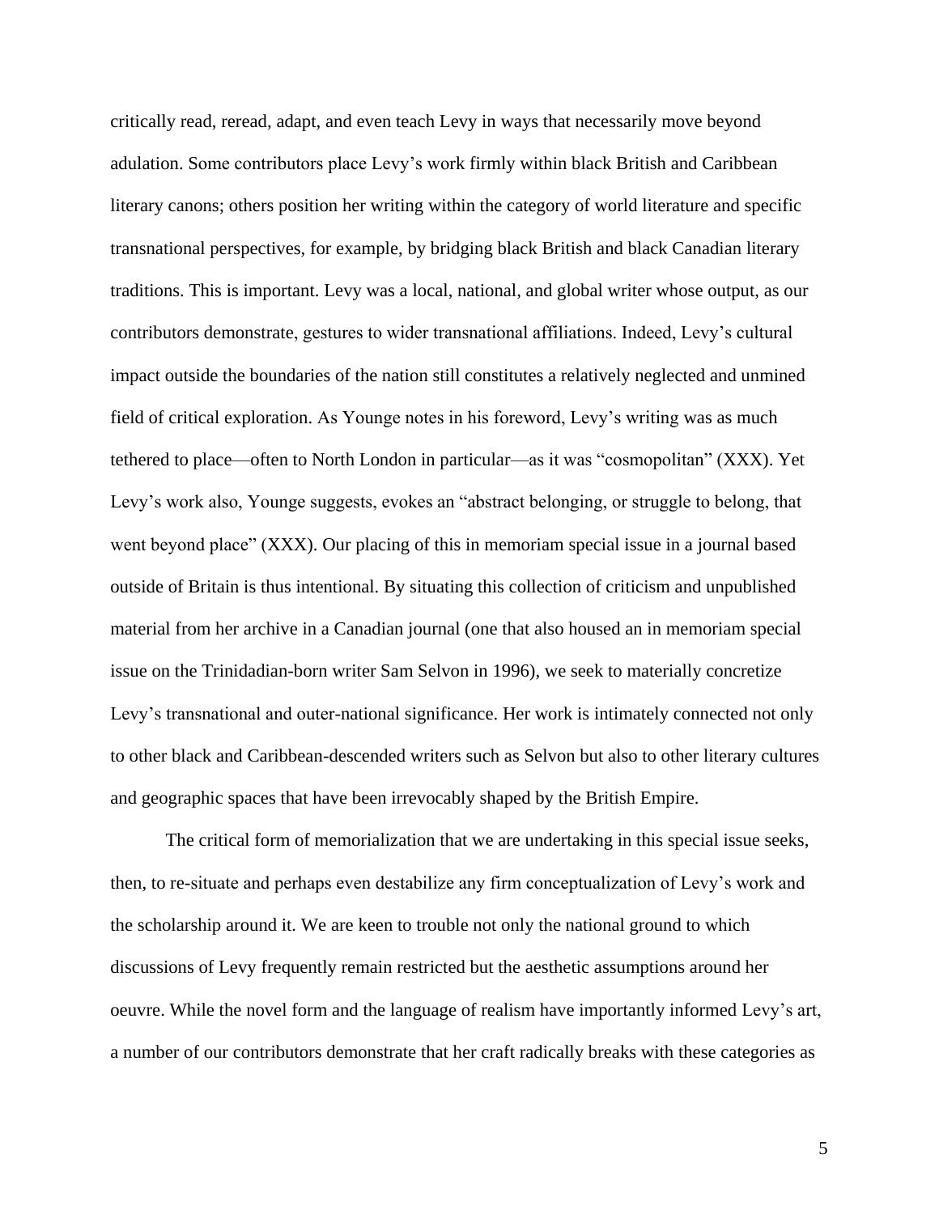critically read, reread, adapt, and even teach Levy in ways that necessarily move beyond adulation. Some contributors place Levy's work firmly within black British and Caribbean literary canons; others position her writing within the category of world literature and specific transnational perspectives, for example, by bridging black British and black Canadian literary traditions. This is important. Levy was a local, national, and global writer whose output, as our contributors demonstrate, gestures to wider transnational affiliations. Indeed, Levy's cultural impact outside the boundaries of the nation still constitutes a relatively neglected and unmined field of critical exploration. As Younge notes in his foreword, Levy's writing was as much tethered to place—often to North London in particular—as it was "cosmopolitan" (XXX). Yet Levy's work also, Younge suggests, evokes an "abstract belonging, or struggle to belong, that went beyond place" (XXX). Our placing of this in memoriam special issue in a journal based outside of Britain is thus intentional. By situating this collection of criticism and unpublished material from her archive in a Canadian journal (one that also housed an in memoriam special issue on the Trinidadian-born writer Sam Selvon in 1996), we seek to materially concretize Levy's transnational and outer-national significance. Her work is intimately connected not only to other black and Caribbean-descended writers such as Selvon but also to other literary cultures and geographic spaces that have been irrevocably shaped by the British Empire.

The critical form of memorialization that we are undertaking in this special issue seeks, then, to re-situate and perhaps even destabilize any firm conceptualization of Levy's work and the scholarship around it. We are keen to trouble not only the national ground to which discussions of Levy frequently remain restricted but the aesthetic assumptions around her oeuvre. While the novel form and the language of realism have importantly informed Levy's art, a number of our contributors demonstrate that her craft radically breaks with these categories as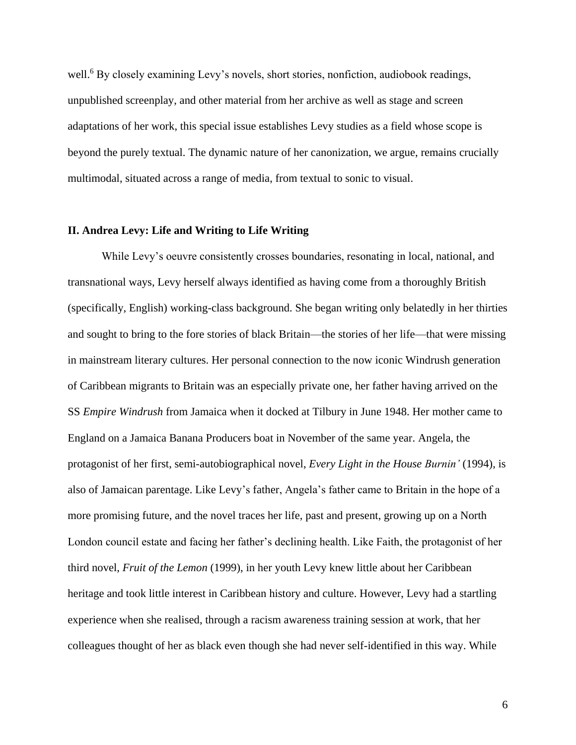well.[6] By closely examining Levy's novels, short stories, nonfiction, audiobook readings, unpublished screenplay, and other material from her archive as well as stage and screen adaptations of her work, this special issue establishes Levy studies as a field whose scope is beyond the purely textual. The dynamic nature of her canonization, we argue, remains crucially multimodal, situated across a range of media, from textual to sonic to visual.

## II. Andrea Levy: Life and Writing to Life Writing

While Levy's oeuvre consistently crosses boundaries, resonating in local, national, and transnational ways, Levy herself always identified as having come from a thoroughly British (specifically, English) working-class background. She began writing only belatedly in her thirties and sought to bring to the fore stories of black Britain—the stories of her life—that were missing in mainstream literary cultures. Her personal connection to the now iconic Windrush generation of Caribbean migrants to Britain was an especially private one, her father having arrived on the SS *Empire Windrush* from Jamaica when it docked at Tilbury in June 1948. Her mother came to England on a Jamaica Banana Producers boat in November of the same year. Angela, the protagonist of her first, semi-autobiographical novel, *Every Light in the House Burnin'* (1994), is also of Jamaican parentage. Like Levy's father, Angela's father came to Britain in the hope of a more promising future, and the novel traces her life, past and present, growing up on a North London council estate and facing her father's declining health. Like Faith, the protagonist of her third novel, *Fruit of the Lemon* (1999), in her youth Levy knew little about her Caribbean heritage and took little interest in Caribbean history and culture. However, Levy had a startling experience when she realised, through a racism awareness training session at work, that her colleagues thought of her as black even though she had never self-identified in this way. While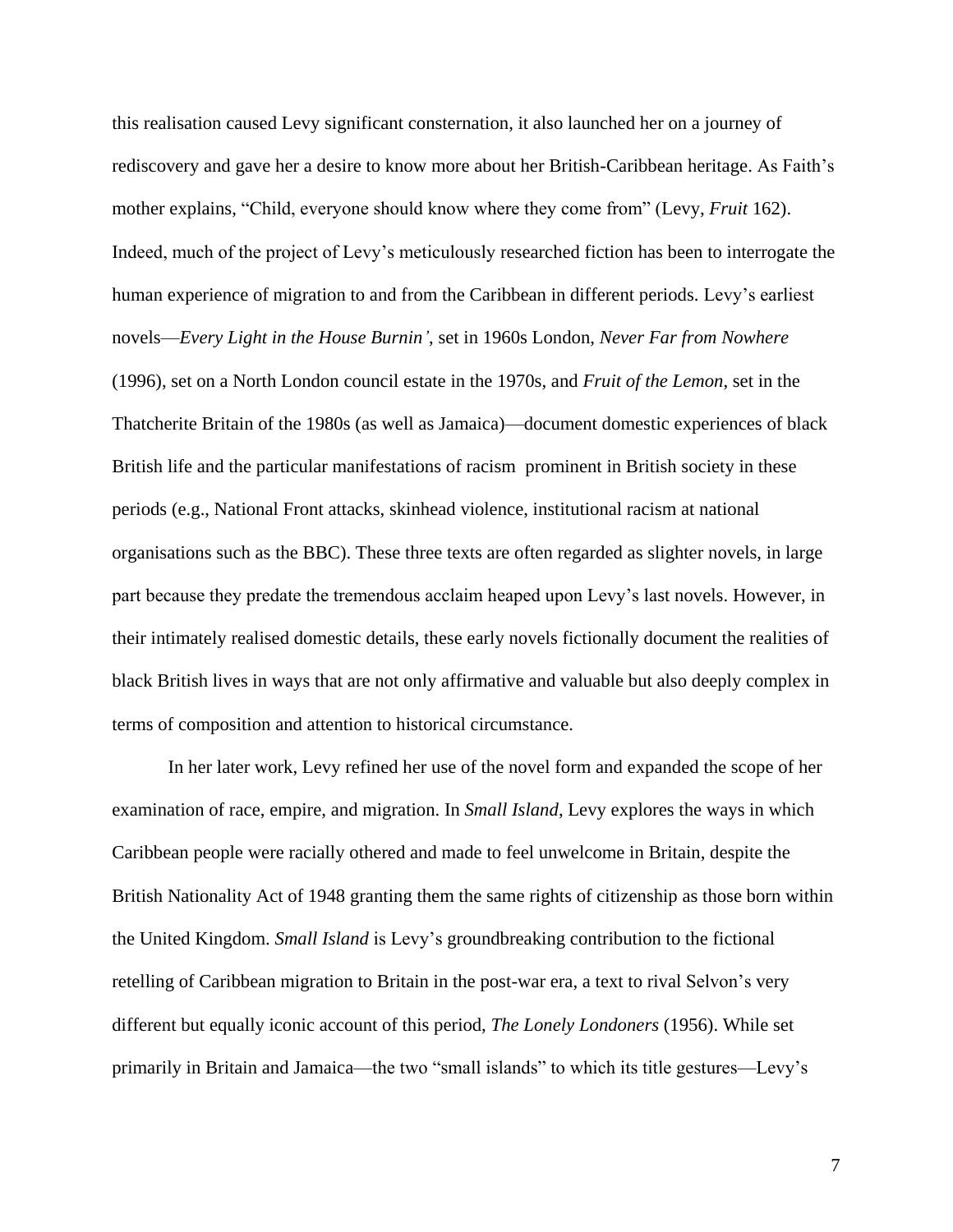this realisation caused Levy significant consternation, it also launched her on a journey of rediscovery and gave her a desire to know more about her British-Caribbean heritage. As Faith's mother explains, "Child, everyone should know where they come from" (Levy, *Fruit* 162). Indeed, much of the project of Levy's meticulously researched fiction has been to interrogate the human experience of migration to and from the Caribbean in different periods. Levy's earliest novels—*Every Light in the House Burnin'*, set in 1960s London, *Never Far from Nowhere* (1996), set on a North London council estate in the 1970s, and *Fruit of the Lemon*, set in the Thatcherite Britain of the 1980s (as well as Jamaica)—document domestic experiences of black British life and the particular manifestations of racism prominent in British society in these periods (e.g., National Front attacks, skinhead violence, institutional racism at national organisations such as the BBC). These three texts are often regarded as slighter novels, in large part because they predate the tremendous acclaim heaped upon Levy's last novels. However, in their intimately realised domestic details, these early novels fictionally document the realities of black British lives in ways that are not only affirmative and valuable but also deeply complex in terms of composition and attention to historical circumstance.

In her later work, Levy refined her use of the novel form and expanded the scope of her examination of race, empire, and migration. In *Small Island*, Levy explores the ways in which Caribbean people were racially othered and made to feel unwelcome in Britain, despite the British Nationality Act of 1948 granting them the same rights of citizenship as those born within the United Kingdom. *Small Island* is Levy's groundbreaking contribution to the fictional retelling of Caribbean migration to Britain in the post-war era, a text to rival Selvon's very different but equally iconic account of this period, *The Lonely Londoners* (1956). While set primarily in Britain and Jamaica—the two "small islands" to which its title gestures—Levy's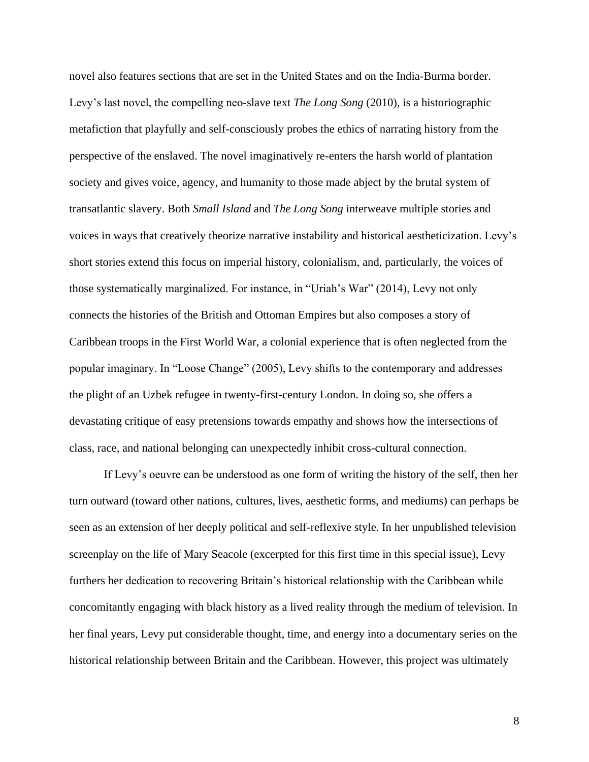novel also features sections that are set in the United States and on the India-Burma border. Levy's last novel, the compelling neo-slave text *The Long Song* (2010), is a historiographic metafiction that playfully and self-consciously probes the ethics of narrating history from the perspective of the enslaved. The novel imaginatively re-enters the harsh world of plantation society and gives voice, agency, and humanity to those made abject by the brutal system of transatlantic slavery. Both *Small Island* and *The Long Song* interweave multiple stories and voices in ways that creatively theorize narrative instability and historical aestheticization. Levy's short stories extend this focus on imperial history, colonialism, and, particularly, the voices of those systematically marginalized. For instance, in "Uriah's War" (2014), Levy not only connects the histories of the British and Ottoman Empires but also composes a story of Caribbean troops in the First World War, a colonial experience that is often neglected from the popular imaginary. In "Loose Change" (2005), Levy shifts to the contemporary and addresses the plight of an Uzbek refugee in twenty-first-century London. In doing so, she offers a devastating critique of easy pretensions towards empathy and shows how the intersections of class, race, and national belonging can unexpectedly inhibit cross-cultural connection.

If Levy's oeuvre can be understood as one form of writing the history of the self, then her turn outward (toward other nations, cultures, lives, aesthetic forms, and mediums) can perhaps be seen as an extension of her deeply political and self-reflexive style. In her unpublished television screenplay on the life of Mary Seacole (excerpted for this first time in this special issue), Levy furthers her dedication to recovering Britain's historical relationship with the Caribbean while concomitantly engaging with black history as a lived reality through the medium of television. In her final years, Levy put considerable thought, time, and energy into a documentary series on the historical relationship between Britain and the Caribbean. However, this project was ultimately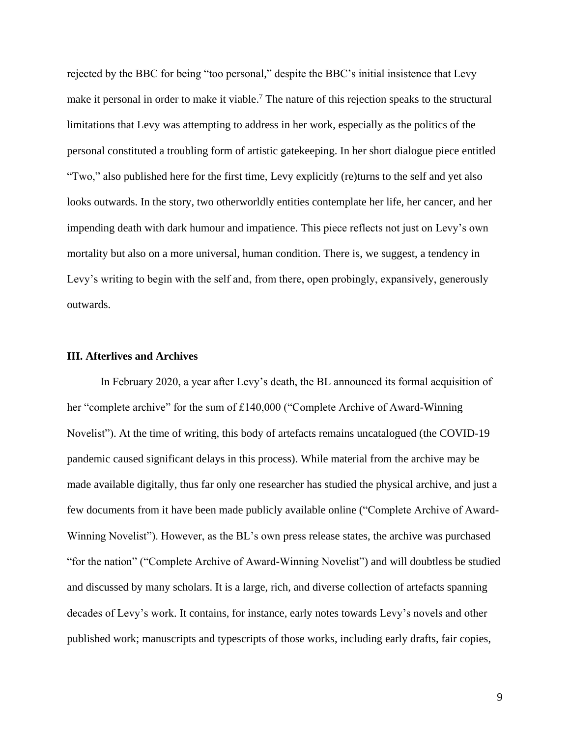rejected by the BBC for being "too personal," despite the BBC's initial insistence that Levy make it personal in order to make it viable.[7] The nature of this rejection speaks to the structural limitations that Levy was attempting to address in her work, especially as the politics of the personal constituted a troubling form of artistic gatekeeping. In her short dialogue piece entitled "Two," also published here for the first time, Levy explicitly (re)turns to the self and yet also looks outwards. In the story, two otherworldly entities contemplate her life, her cancer, and her impending death with dark humour and impatience. This piece reflects not just on Levy's own mortality but also on a more universal, human condition. There is, we suggest, a tendency in Levy's writing to begin with the self and, from there, open probingly, expansively, generously outwards.

### III. Afterlives and Archives

In February 2020, a year after Levy's death, the BL announced its formal acquisition of her "complete archive" for the sum of £140,000 ("Complete Archive of Award-Winning Novelist"). At the time of writing, this body of artefacts remains uncatalogued (the COVID-19 pandemic caused significant delays in this process). While material from the archive may be made available digitally, thus far only one researcher has studied the physical archive, and just a few documents from it have been made publicly available online ("Complete Archive of Award-Winning Novelist"). However, as the BL's own press release states, the archive was purchased "for the nation" ("Complete Archive of Award-Winning Novelist") and will doubtless be studied and discussed by many scholars. It is a large, rich, and diverse collection of artefacts spanning decades of Levy's work. It contains, for instance, early notes towards Levy's novels and other published work; manuscripts and typescripts of those works, including early drafts, fair copies,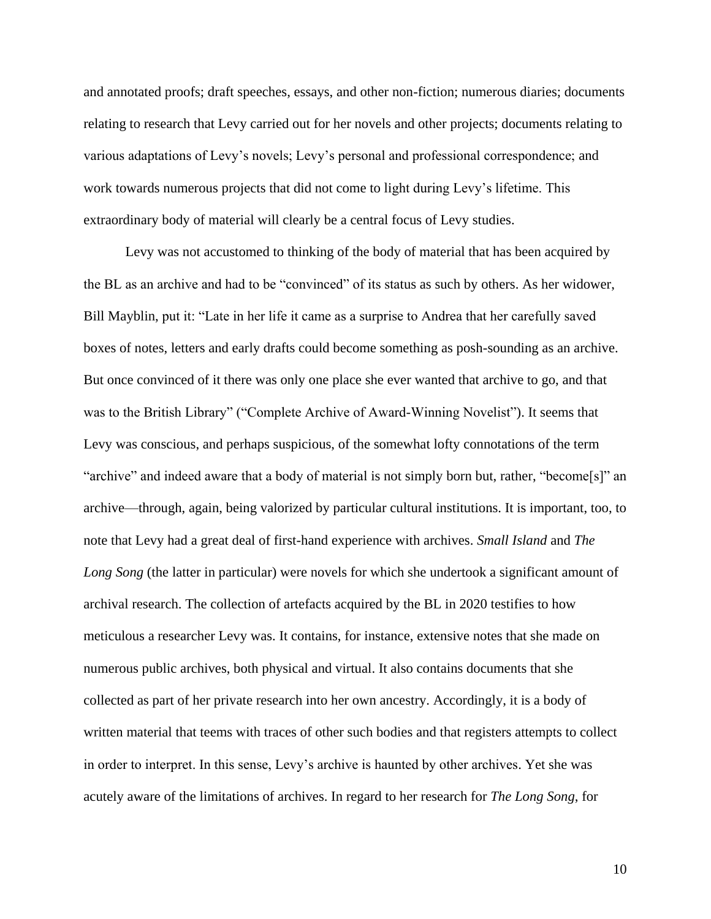and annotated proofs; draft speeches, essays, and other non-fiction; numerous diaries; documents relating to research that Levy carried out for her novels and other projects; documents relating to various adaptations of Levy's novels; Levy's personal and professional correspondence; and work towards numerous projects that did not come to light during Levy's lifetime. This extraordinary body of material will clearly be a central focus of Levy studies.

Levy was not accustomed to thinking of the body of material that has been acquired by the BL as an archive and had to be "convinced" of its status as such by others. As her widower, Bill Mayblin, put it: "Late in her life it came as a surprise to Andrea that her carefully saved boxes of notes, letters and early drafts could become something as posh-sounding as an archive. But once convinced of it there was only one place she ever wanted that archive to go, and that was to the British Library" ("Complete Archive of Award-Winning Novelist"). It seems that Levy was conscious, and perhaps suspicious, of the somewhat lofty connotations of the term "archive" and indeed aware that a body of material is not simply born but, rather, "become[s]" an archive—through, again, being valorized by particular cultural institutions. It is important, too, to note that Levy had a great deal of first-hand experience with archives. *Small Island* and *The Long Song* (the latter in particular) were novels for which she undertook a significant amount of archival research. The collection of artefacts acquired by the BL in 2020 testifies to how meticulous a researcher Levy was. It contains, for instance, extensive notes that she made on numerous public archives, both physical and virtual. It also contains documents that she collected as part of her private research into her own ancestry. Accordingly, it is a body of written material that teems with traces of other such bodies and that registers attempts to collect in order to interpret. In this sense, Levy's archive is haunted by other archives. Yet she was acutely aware of the limitations of archives. In regard to her research for *The Long Song*, for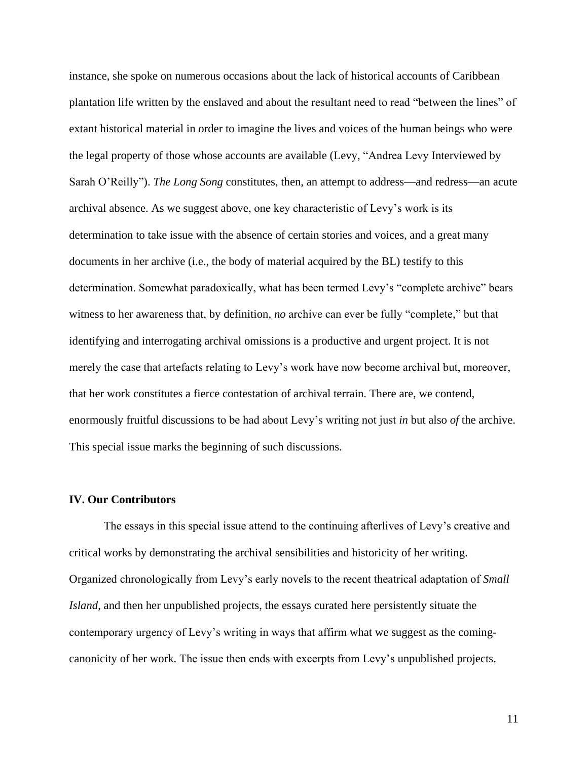instance, she spoke on numerous occasions about the lack of historical accounts of Caribbean plantation life written by the enslaved and about the resultant need to read "between the lines" of extant historical material in order to imagine the lives and voices of the human beings who were the legal property of those whose accounts are available (Levy, "Andrea Levy Interviewed by Sarah O'Reilly"). *The Long Song* constitutes, then, an attempt to address—and redress—an acute archival absence. As we suggest above, one key characteristic of Levy's work is its determination to take issue with the absence of certain stories and voices, and a great many documents in her archive (i.e., the body of material acquired by the BL) testify to this determination. Somewhat paradoxically, what has been termed Levy's "complete archive" bears witness to her awareness that, by definition, *no* archive can ever be fully "complete," but that identifying and interrogating archival omissions is a productive and urgent project. It is not merely the case that artefacts relating to Levy's work have now become archival but, moreover, that her work constitutes a fierce contestation of archival terrain. There are, we contend, enormously fruitful discussions to be had about Levy's writing not just *in* but also *of* the archive. This special issue marks the beginning of such discussions.

### IV. Our Contributors

The essays in this special issue attend to the continuing afterlives of Levy's creative and critical works by demonstrating the archival sensibilities and historicity of her writing. Organized chronologically from Levy's early novels to the recent theatrical adaptation of *Small Island*, and then her unpublished projects, the essays curated here persistently situate the contemporary urgency of Levy's writing in ways that affirm what we suggest as the coming-canonicity of her work. The issue then ends with excerpts from Levy's unpublished projects.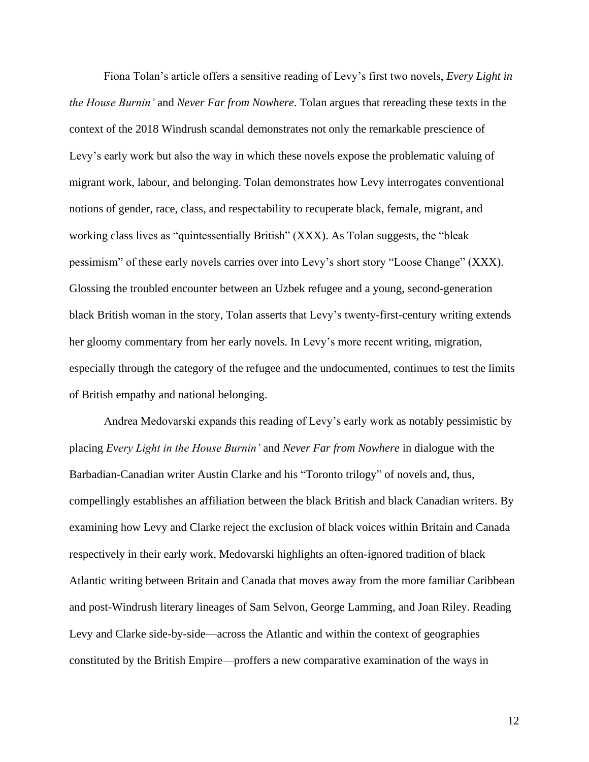Fiona Tolan's article offers a sensitive reading of Levy's first two novels, *Every Light in the House Burnin'* and *Never Far from Nowhere*. Tolan argues that rereading these texts in the context of the 2018 Windrush scandal demonstrates not only the remarkable prescience of Levy's early work but also the way in which these novels expose the problematic valuing of migrant work, labour, and belonging. Tolan demonstrates how Levy interrogates conventional notions of gender, race, class, and respectability to recuperate black, female, migrant, and working class lives as "quintessentially British" (XXX). As Tolan suggests, the "bleak pessimism" of these early novels carries over into Levy's short story "Loose Change" (XXX). Glossing the troubled encounter between an Uzbek refugee and a young, second-generation black British woman in the story, Tolan asserts that Levy's twenty-first-century writing extends her gloomy commentary from her early novels. In Levy's more recent writing, migration, especially through the category of the refugee and the undocumented, continues to test the limits of British empathy and national belonging.

Andrea Medovarski expands this reading of Levy's early work as notably pessimistic by placing *Every Light in the House Burnin'* and *Never Far from Nowhere* in dialogue with the Barbadian-Canadian writer Austin Clarke and his "Toronto trilogy" of novels and, thus, compellingly establishes an affiliation between the black British and black Canadian writers. By examining how Levy and Clarke reject the exclusion of black voices within Britain and Canada respectively in their early work, Medovarski highlights an often-ignored tradition of black Atlantic writing between Britain and Canada that moves away from the more familiar Caribbean and post-Windrush literary lineages of Sam Selvon, George Lamming, and Joan Riley. Reading Levy and Clarke side-by-side—across the Atlantic and within the context of geographies constituted by the British Empire—proffers a new comparative examination of the ways in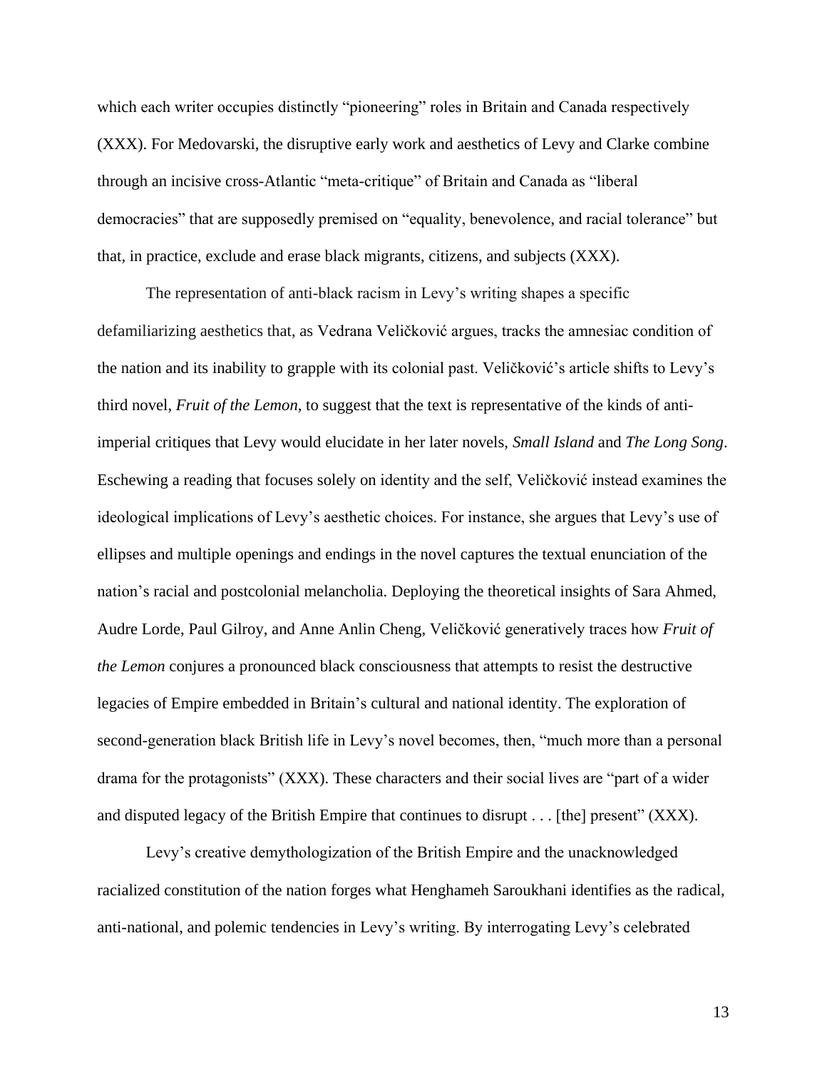which each writer occupies distinctly "pioneering" roles in Britain and Canada respectively (XXX). For Medovarski, the disruptive early work and aesthetics of Levy and Clarke combine through an incisive cross-Atlantic "meta-critique" of Britain and Canada as "liberal democracies" that are supposedly premised on "equality, benevolence, and racial tolerance" but that, in practice, exclude and erase black migrants, citizens, and subjects (XXX).

The representation of anti-black racism in Levy's writing shapes a specific defamiliarizing aesthetics that, as Vedrana Veličković argues, tracks the amnesiac condition of the nation and its inability to grapple with its colonial past. Veličković's article shifts to Levy's third novel, *Fruit of the Lemon*, to suggest that the text is representative of the kinds of anti-imperial critiques that Levy would elucidate in her later novels, *Small Island* and *The Long Song*. Eschewing a reading that focuses solely on identity and the self, Veličković instead examines the ideological implications of Levy's aesthetic choices. For instance, she argues that Levy's use of ellipses and multiple openings and endings in the novel captures the textual enunciation of the nation's racial and postcolonial melancholia. Deploying the theoretical insights of Sara Ahmed, Audre Lorde, Paul Gilroy, and Anne Anlin Cheng, Veličković generatively traces how *Fruit of the Lemon* conjures a pronounced black consciousness that attempts to resist the destructive legacies of Empire embedded in Britain's cultural and national identity. The exploration of second-generation black British life in Levy's novel becomes, then, "much more than a personal drama for the protagonists" (XXX). These characters and their social lives are "part of a wider and disputed legacy of the British Empire that continues to disrupt . . . [the] present" (XXX).

Levy's creative demythologization of the British Empire and the unacknowledged racialized constitution of the nation forges what Henghameh Saroukhani identifies as the radical, anti-national, and polemic tendencies in Levy's writing. By interrogating Levy's celebrated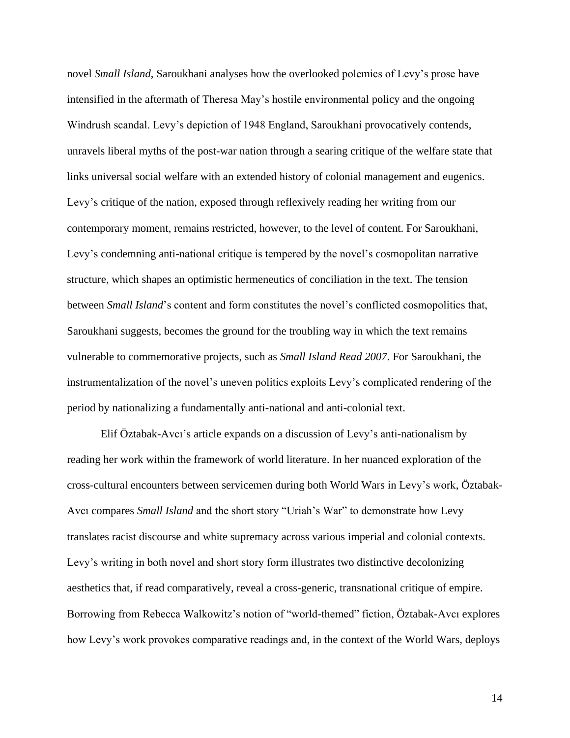novel *Small Island*, Saroukhani analyses how the overlooked polemics of Levy's prose have intensified in the aftermath of Theresa May's hostile environmental policy and the ongoing Windrush scandal. Levy's depiction of 1948 England, Saroukhani provocatively contends, unravels liberal myths of the post-war nation through a searing critique of the welfare state that links universal social welfare with an extended history of colonial management and eugenics. Levy's critique of the nation, exposed through reflexively reading her writing from our contemporary moment, remains restricted, however, to the level of content. For Saroukhani, Levy's condemning anti-national critique is tempered by the novel's cosmopolitan narrative structure, which shapes an optimistic hermeneutics of conciliation in the text. The tension between *Small Island*'s content and form constitutes the novel's conflicted cosmopolitics that, Saroukhani suggests, becomes the ground for the troubling way in which the text remains vulnerable to commemorative projects, such as *Small Island Read 2007*. For Saroukhani, the instrumentalization of the novel's uneven politics exploits Levy's complicated rendering of the period by nationalizing a fundamentally anti-national and anti-colonial text.

Elif Öztabak-Avcı's article expands on a discussion of Levy's anti-nationalism by reading her work within the framework of world literature. In her nuanced exploration of the cross-cultural encounters between servicemen during both World Wars in Levy's work, Öztabak-Avcı compares *Small Island* and the short story "Uriah's War" to demonstrate how Levy translates racist discourse and white supremacy across various imperial and colonial contexts. Levy's writing in both novel and short story form illustrates two distinctive decolonizing aesthetics that, if read comparatively, reveal a cross-generic, transnational critique of empire. Borrowing from Rebecca Walkowitz's notion of "world-themed" fiction, Öztabak-Avcı explores how Levy's work provokes comparative readings and, in the context of the World Wars, deploys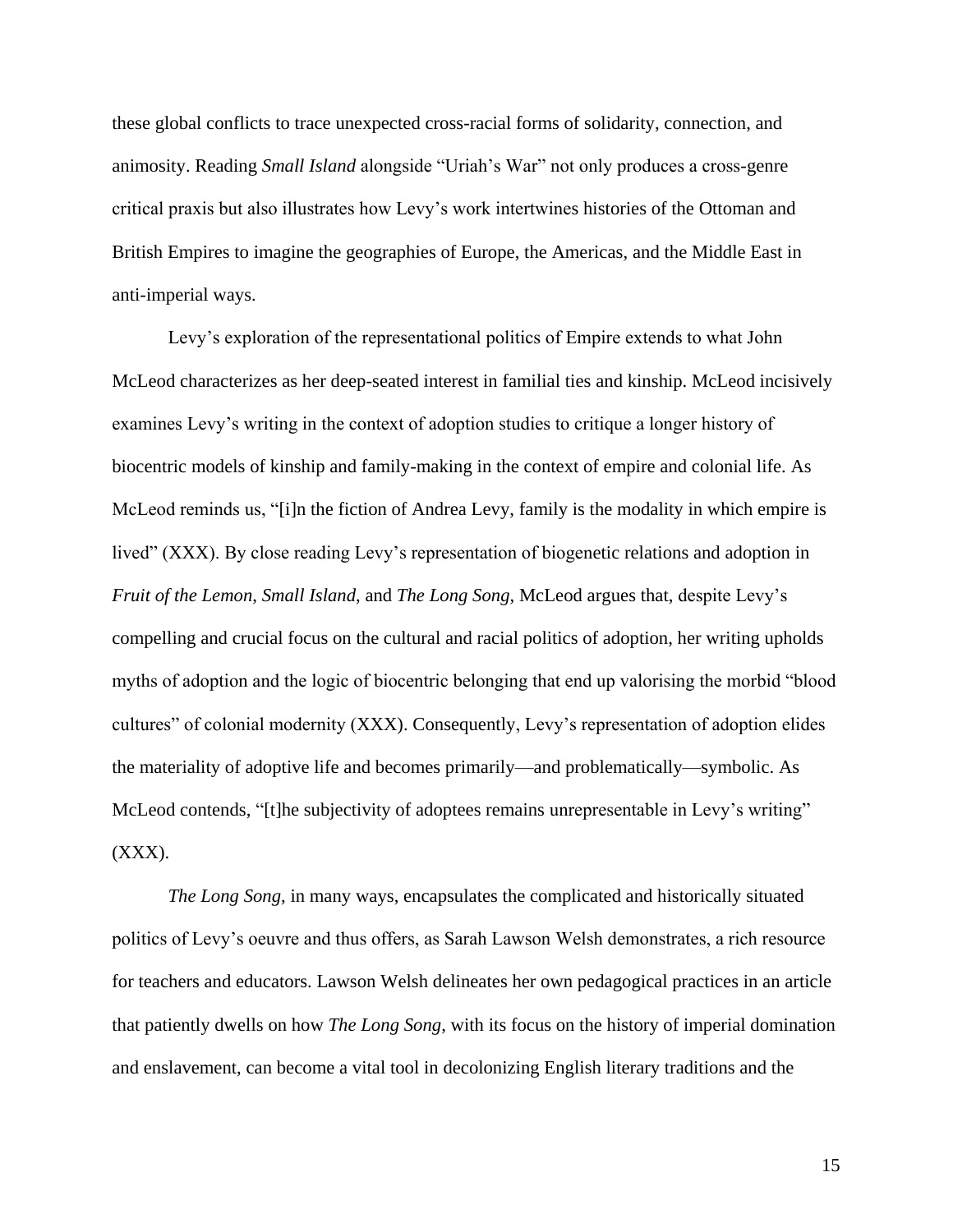these global conflicts to trace unexpected cross-racial forms of solidarity, connection, and animosity. Reading *Small Island* alongside "Uriah's War" not only produces a cross-genre critical praxis but also illustrates how Levy's work intertwines histories of the Ottoman and British Empires to imagine the geographies of Europe, the Americas, and the Middle East in anti-imperial ways.

Levy's exploration of the representational politics of Empire extends to what John McLeod characterizes as her deep-seated interest in familial ties and kinship. McLeod incisively examines Levy's writing in the context of adoption studies to critique a longer history of biocentric models of kinship and family-making in the context of empire and colonial life. As McLeod reminds us, "[i]n the fiction of Andrea Levy, family is the modality in which empire is lived" (XXX). By close reading Levy's representation of biogenetic relations and adoption in *Fruit of the Lemon*, *Small Island*, and *The Long Song*, McLeod argues that, despite Levy's compelling and crucial focus on the cultural and racial politics of adoption, her writing upholds myths of adoption and the logic of biocentric belonging that end up valorising the morbid "blood cultures" of colonial modernity (XXX). Consequently, Levy's representation of adoption elides the materiality of adoptive life and becomes primarily—and problematically—symbolic. As McLeod contends, "[t]he subjectivity of adoptees remains unrepresentable in Levy's writing" (XXX).

*The Long Song*, in many ways, encapsulates the complicated and historically situated politics of Levy's oeuvre and thus offers, as Sarah Lawson Welsh demonstrates, a rich resource for teachers and educators. Lawson Welsh delineates her own pedagogical practices in an article that patiently dwells on how *The Long Song*, with its focus on the history of imperial domination and enslavement, can become a vital tool in decolonizing English literary traditions and the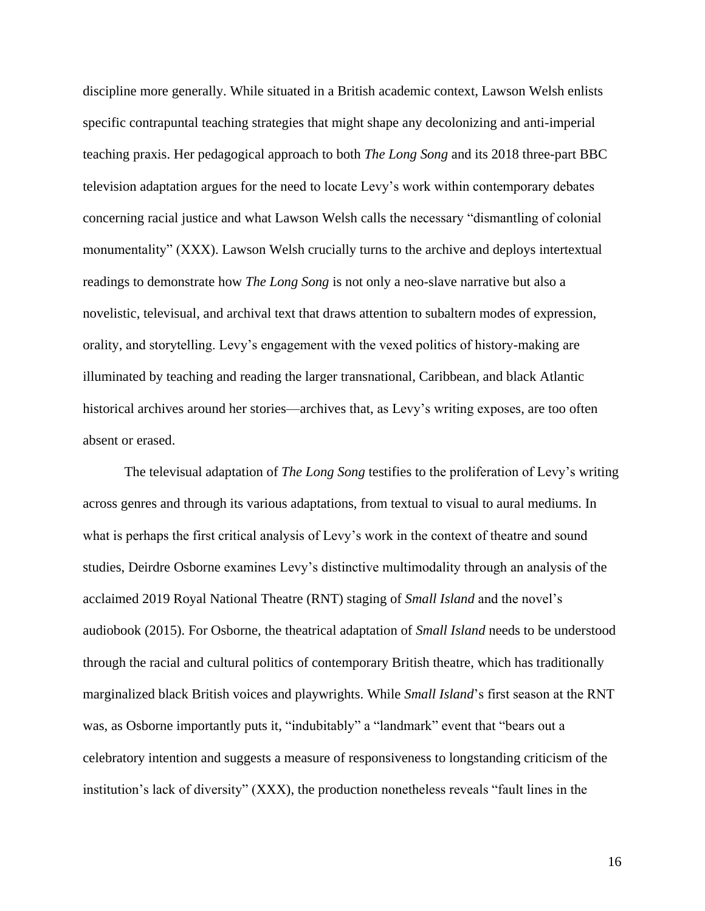discipline more generally. While situated in a British academic context, Lawson Welsh enlists specific contrapuntal teaching strategies that might shape any decolonizing and anti-imperial teaching praxis. Her pedagogical approach to both *The Long Song* and its 2018 three-part BBC television adaptation argues for the need to locate Levy's work within contemporary debates concerning racial justice and what Lawson Welsh calls the necessary "dismantling of colonial monumentality" (XXX). Lawson Welsh crucially turns to the archive and deploys intertextual readings to demonstrate how *The Long Song* is not only a neo-slave narrative but also a novelistic, televisual, and archival text that draws attention to subaltern modes of expression, orality, and storytelling. Levy's engagement with the vexed politics of history-making are illuminated by teaching and reading the larger transnational, Caribbean, and black Atlantic historical archives around her stories—archives that, as Levy's writing exposes, are too often absent or erased.

The televisual adaptation of *The Long Song* testifies to the proliferation of Levy's writing across genres and through its various adaptations, from textual to visual to aural mediums. In what is perhaps the first critical analysis of Levy's work in the context of theatre and sound studies, Deirdre Osborne examines Levy's distinctive multimodality through an analysis of the acclaimed 2019 Royal National Theatre (RNT) staging of *Small Island* and the novel's audiobook (2015). For Osborne, the theatrical adaptation of *Small Island* needs to be understood through the racial and cultural politics of contemporary British theatre, which has traditionally marginalized black British voices and playwrights. While *Small Island*'s first season at the RNT was, as Osborne importantly puts it, "indubitably" a "landmark" event that "bears out a celebratory intention and suggests a measure of responsiveness to longstanding criticism of the institution's lack of diversity" (XXX), the production nonetheless reveals "fault lines in the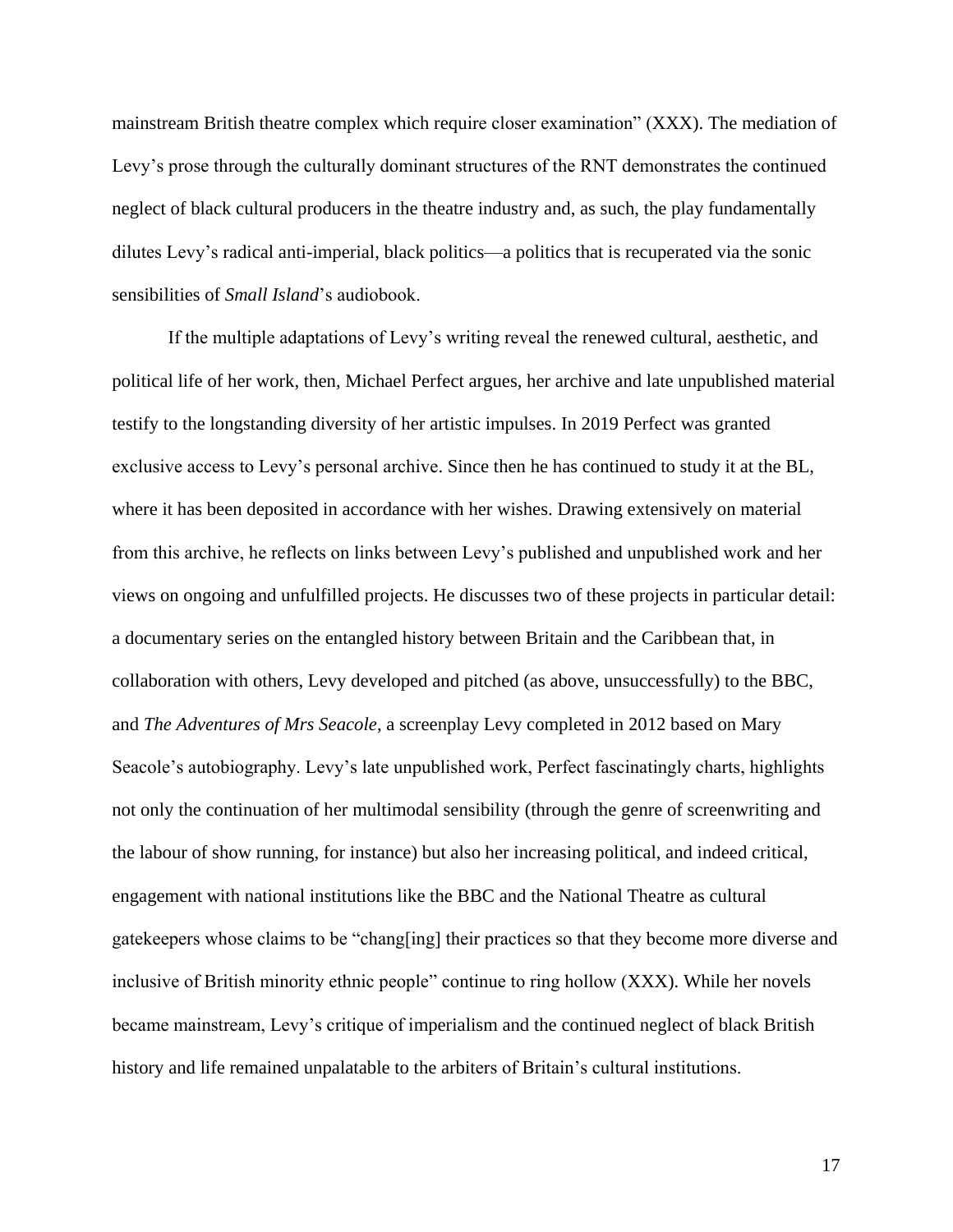mainstream British theatre complex which require closer examination" (XXX). The mediation of Levy's prose through the culturally dominant structures of the RNT demonstrates the continued neglect of black cultural producers in the theatre industry and, as such, the play fundamentally dilutes Levy's radical anti-imperial, black politics—a politics that is recuperated via the sonic sensibilities of *Small Island*'s audiobook.

If the multiple adaptations of Levy's writing reveal the renewed cultural, aesthetic, and political life of her work, then, Michael Perfect argues, her archive and late unpublished material testify to the longstanding diversity of her artistic impulses. In 2019 Perfect was granted exclusive access to Levy's personal archive. Since then he has continued to study it at the BL, where it has been deposited in accordance with her wishes. Drawing extensively on material from this archive, he reflects on links between Levy's published and unpublished work and her views on ongoing and unfulfilled projects. He discusses two of these projects in particular detail: a documentary series on the entangled history between Britain and the Caribbean that, in collaboration with others, Levy developed and pitched (as above, unsuccessfully) to the BBC, and *The Adventures of Mrs Seacole*, a screenplay Levy completed in 2012 based on Mary Seacole's autobiography. Levy's late unpublished work, Perfect fascinatingly charts, highlights not only the continuation of her multimodal sensibility (through the genre of screenwriting and the labour of show running, for instance) but also her increasing political, and indeed critical, engagement with national institutions like the BBC and the National Theatre as cultural gatekeepers whose claims to be "chang[ing] their practices so that they become more diverse and inclusive of British minority ethnic people" continue to ring hollow (XXX). While her novels became mainstream, Levy's critique of imperialism and the continued neglect of black British history and life remained unpalatable to the arbiters of Britain's cultural institutions.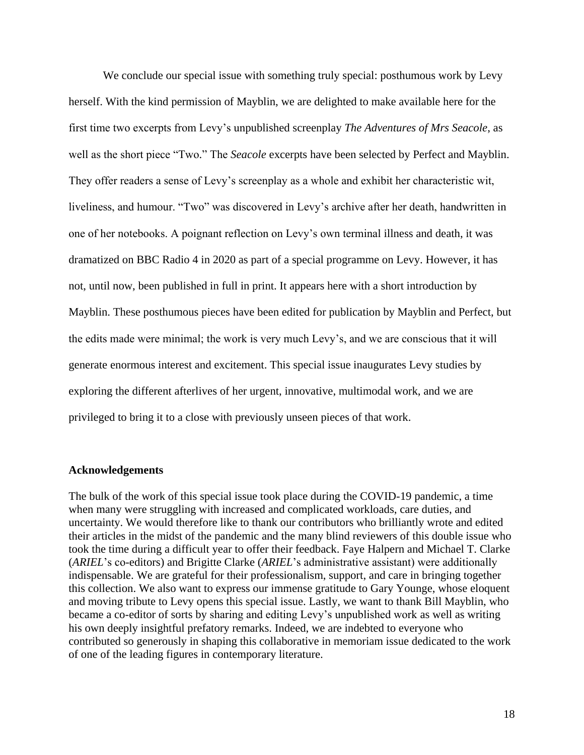We conclude our special issue with something truly special: posthumous work by Levy herself. With the kind permission of Mayblin, we are delighted to make available here for the first time two excerpts from Levy's unpublished screenplay *The Adventures of Mrs Seacole*, as well as the short piece "Two." The *Seacole* excerpts have been selected by Perfect and Mayblin. They offer readers a sense of Levy's screenplay as a whole and exhibit her characteristic wit, liveliness, and humour. "Two" was discovered in Levy's archive after her death, handwritten in one of her notebooks. A poignant reflection on Levy's own terminal illness and death, it was dramatized on BBC Radio 4 in 2020 as part of a special programme on Levy. However, it has not, until now, been published in full in print. It appears here with a short introduction by Mayblin. These posthumous pieces have been edited for publication by Mayblin and Perfect, but the edits made were minimal; the work is very much Levy's, and we are conscious that it will generate enormous interest and excitement. This special issue inaugurates Levy studies by exploring the different afterlives of her urgent, innovative, multimodal work, and we are privileged to bring it to a close with previously unseen pieces of that work.

**Acknowledgements**

The bulk of the work of this special issue took place during the COVID-19 pandemic, a time when many were struggling with increased and complicated workloads, care duties, and uncertainty. We would therefore like to thank our contributors who brilliantly wrote and edited their articles in the midst of the pandemic and the many blind reviewers of this double issue who took the time during a difficult year to offer their feedback. Faye Halpern and Michael T. Clarke (*ARIEL*'s co-editors) and Brigitte Clarke (*ARIEL*'s administrative assistant) were additionally indispensable. We are grateful for their professionalism, support, and care in bringing together this collection. We also want to express our immense gratitude to Gary Younge, whose eloquent and moving tribute to Levy opens this special issue. Lastly, we want to thank Bill Mayblin, who became a co-editor of sorts by sharing and editing Levy's unpublished work as well as writing his own deeply insightful prefatory remarks. Indeed, we are indebted to everyone who contributed so generously in shaping this collaborative in memoriam issue dedicated to the work of one of the leading figures in contemporary literature.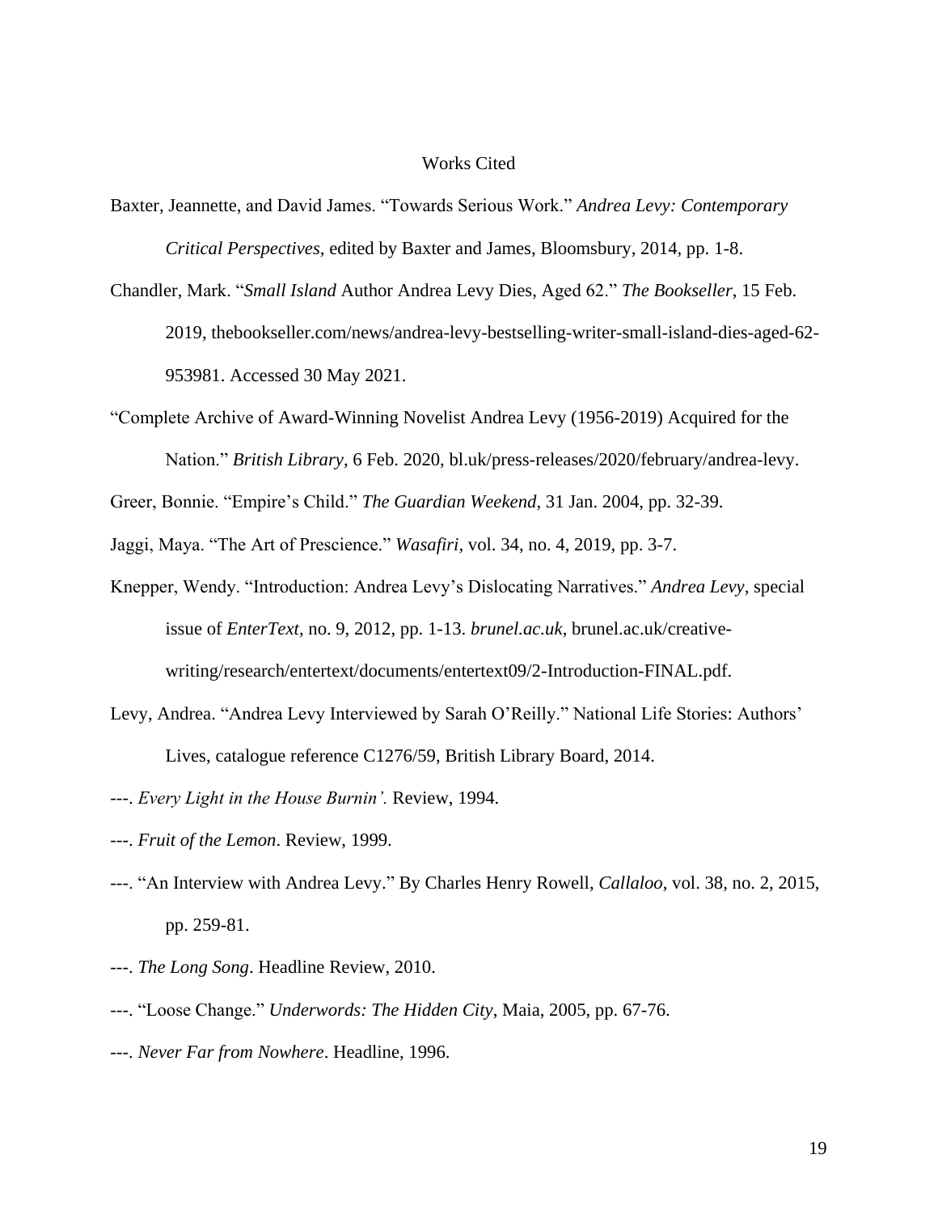# Works Cited

Baxter, Jeannette, and David James. "Towards Serious Work." *Andrea Levy: Contemporary Critical Perspectives*, edited by Baxter and James, Bloomsbury, 2014, pp. 1-8.

Chandler, Mark. "*Small Island* Author Andrea Levy Dies, Aged 62." *The Bookseller*, 15 Feb. 2019, thebookseller.com/news/andrea-levy-bestselling-writer-small-island-dies-aged-62-953981. Accessed 30 May 2021.

"Complete Archive of Award-Winning Novelist Andrea Levy (1956-2019) Acquired for the Nation." *British Library*, 6 Feb. 2020, bl.uk/press-releases/2020/february/andrea-levy.

Greer, Bonnie. "Empire's Child." *The Guardian Weekend*, 31 Jan. 2004, pp. 32-39.

Jaggi, Maya. "The Art of Prescience." *Wasafiri*, vol. 34, no. 4, 2019, pp. 3-7.

Knepper, Wendy. "Introduction: Andrea Levy's Dislocating Narratives." *Andrea Levy*, special issue of *EnterText*, no. 9, 2012, pp. 1-13. *brunel.ac.uk*, brunel.ac.uk/creative-writing/research/entertext/documents/entertext09/2-Introduction-FINAL.pdf.

Levy, Andrea. "Andrea Levy Interviewed by Sarah O'Reilly." National Life Stories: Authors' Lives, catalogue reference C1276/59, British Library Board, 2014.

---. *Every Light in the House Burnin'.* Review, 1994.

---. *Fruit of the Lemon*. Review, 1999.

---. "An Interview with Andrea Levy." By Charles Henry Rowell, *Callaloo*, vol. 38, no. 2, 2015, pp. 259-81.

---. *The Long Song*. Headline Review, 2010.

---. "Loose Change." *Underwords: The Hidden City*, Maia, 2005, pp. 67-76.

---. *Never Far from Nowhere*. Headline, 1996.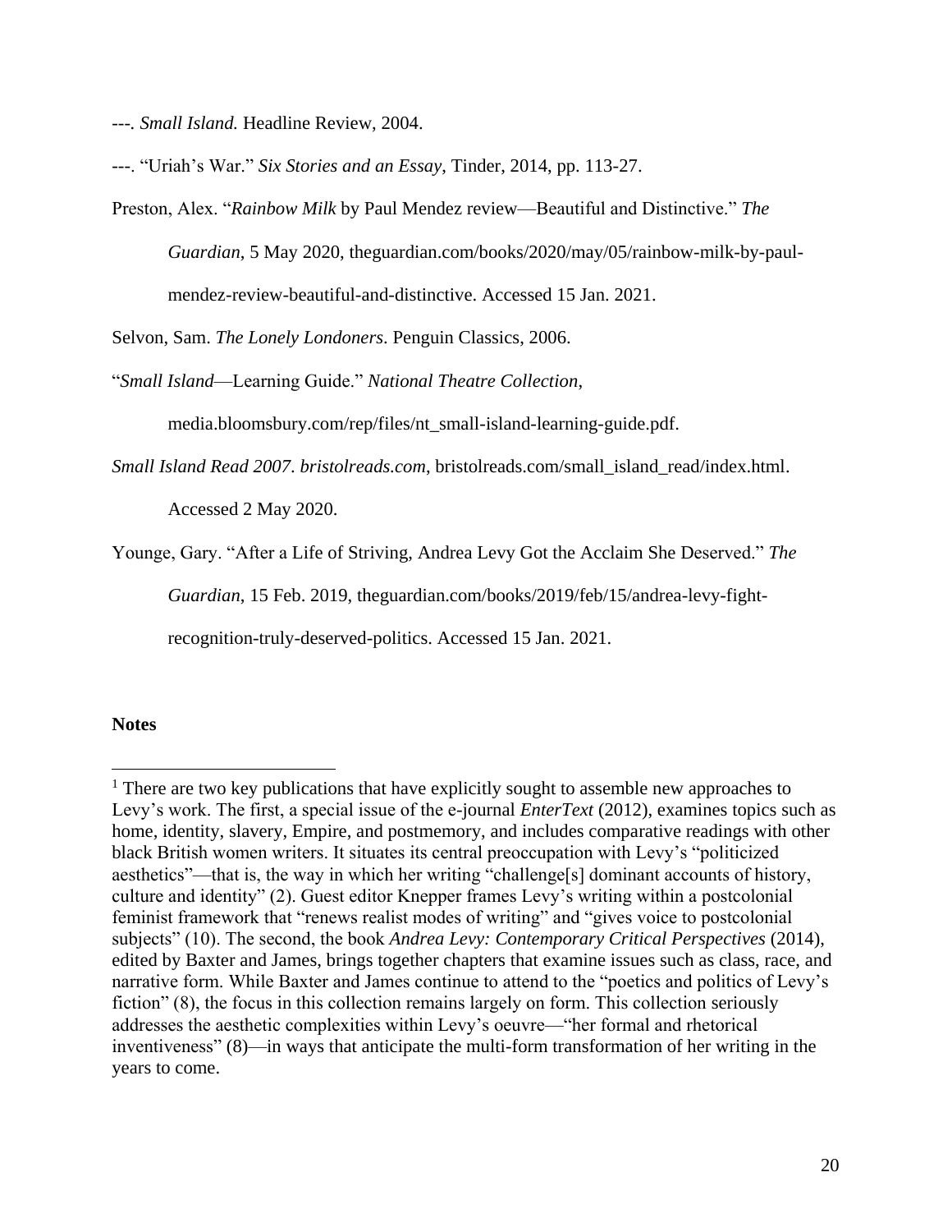---. *Small Island.* Headline Review, 2004.

---. "Uriah's War." *Six Stories and an Essay*, Tinder, 2014, pp. 113-27.

Preston, Alex. "*Rainbow Milk* by Paul Mendez review—Beautiful and Distinctive." *The Guardian*, 5 May 2020, theguardian.com/books/2020/may/05/rainbow-milk-by-paul-mendez-review-beautiful-and-distinctive. Accessed 15 Jan. 2021.

Selvon, Sam. *The Lonely Londoners*. Penguin Classics, 2006.

"*Small Island*—Learning Guide." *National Theatre Collection*, media.bloomsbury.com/rep/files/nt_small-island-learning-guide.pdf.

*Small Island Read 2007*. *bristolreads.com*, bristolreads.com/small_island_read/index.html. Accessed 2 May 2020.

Younge, Gary. "After a Life of Striving, Andrea Levy Got the Acclaim She Deserved." *The Guardian*, 15 Feb. 2019, theguardian.com/books/2019/feb/15/andrea-levy-fight-recognition-truly-deserved-politics. Accessed 15 Jan. 2021.

**Notes**

[1] There are two key publications that have explicitly sought to assemble new approaches to Levy's work. The first, a special issue of the e-journal *EnterText* (2012), examines topics such as home, identity, slavery, Empire, and postmemory, and includes comparative readings with other black British women writers. It situates its central preoccupation with Levy's "politicized aesthetics"—that is, the way in which her writing "challenge[s] dominant accounts of history, culture and identity" (2). Guest editor Knepper frames Levy's writing within a postcolonial feminist framework that "renews realist modes of writing" and "gives voice to postcolonial subjects" (10). The second, the book *Andrea Levy: Contemporary Critical Perspectives* (2014), edited by Baxter and James, brings together chapters that examine issues such as class, race, and narrative form. While Baxter and James continue to attend to the "poetics and politics of Levy's fiction" (8), the focus in this collection remains largely on form. This collection seriously addresses the aesthetic complexities within Levy's oeuvre—"her formal and rhetorical inventiveness" (8)—in ways that anticipate the multi-form transformation of her writing in the years to come.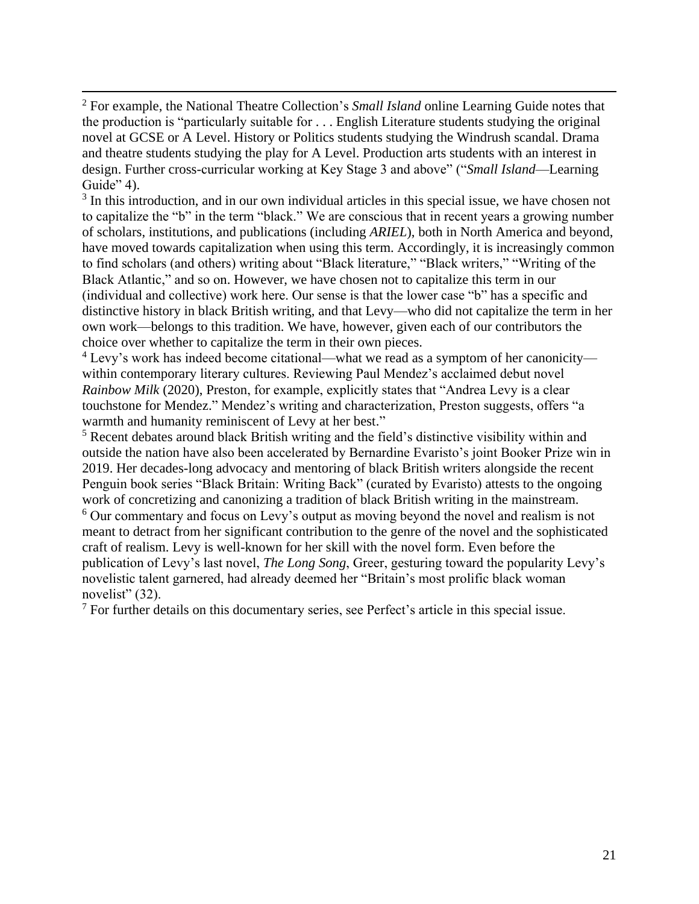[2] For example, the National Theatre Collection's *Small Island* online Learning Guide notes that the production is "particularly suitable for . . . English Literature students studying the original novel at GCSE or A Level. History or Politics students studying the Windrush scandal. Drama and theatre students studying the play for A Level. Production arts students with an interest in design. Further cross-curricular working at Key Stage 3 and above" ("*Small Island*—Learning Guide" 4).

[3] In this introduction, and in our own individual articles in this special issue, we have chosen not to capitalize the "b" in the term "black." We are conscious that in recent years a growing number of scholars, institutions, and publications (including *ARIEL*), both in North America and beyond, have moved towards capitalization when using this term. Accordingly, it is increasingly common to find scholars (and others) writing about "Black literature," "Black writers," "Writing of the Black Atlantic," and so on. However, we have chosen not to capitalize this term in our (individual and collective) work here. Our sense is that the lower case "b" has a specific and distinctive history in black British writing, and that Levy—who did not capitalize the term in her own work—belongs to this tradition. We have, however, given each of our contributors the choice over whether to capitalize the term in their own pieces.

[4] Levy's work has indeed become citational—what we read as a symptom of her canonicity—within contemporary literary cultures. Reviewing Paul Mendez's acclaimed debut novel *Rainbow Milk* (2020), Preston, for example, explicitly states that "Andrea Levy is a clear touchstone for Mendez." Mendez's writing and characterization, Preston suggests, offers "a warmth and humanity reminiscent of Levy at her best."

[5] Recent debates around black British writing and the field's distinctive visibility within and outside the nation have also been accelerated by Bernardine Evaristo's joint Booker Prize win in 2019. Her decades-long advocacy and mentoring of black British writers alongside the recent Penguin book series "Black Britain: Writing Back" (curated by Evaristo) attests to the ongoing work of concretizing and canonizing a tradition of black British writing in the mainstream.

[6] Our commentary and focus on Levy's output as moving beyond the novel and realism is not meant to detract from her significant contribution to the genre of the novel and the sophisticated craft of realism. Levy is well-known for her skill with the novel form. Even before the publication of Levy's last novel, *The Long Song*, Greer, gesturing toward the popularity Levy's novelistic talent garnered, had already deemed her "Britain's most prolific black woman novelist" (32).

[7] For further details on this documentary series, see Perfect's article in this special issue.